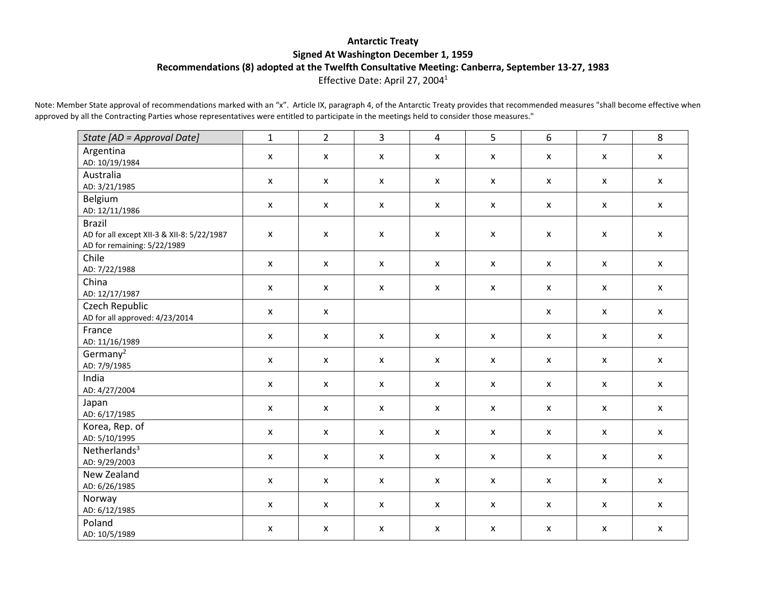**Antarctic Treaty**

**Signed At Washington December 1, 1959**

**Recommendations (8) adopted at the Twelfth Consultative Meeting: Canberra, September 13-27, 1983**

Effective Date: April 27, 2004[1]

Note: Member State approval of recommendations marked with an "x". Article IX, paragraph 4, of the Antarctic Treaty provides that recommended measures "shall become effective when approved by all the Contracting Parties whose representatives were entitled to participate in the meetings held to consider those measures."

| *State [AD = Approval Date]* | 1 | 2 | 3 | 4 | 5 | 6 | 7 | 8 |
|---|---|---|---|---|---|---|---|---|
| Argentina<br>AD: 10/19/1984 | x | x | x | x | x | x | x | x |
| Australia<br>AD: 3/21/1985 | x | x | x | x | x | x | x | x |
| Belgium<br>AD: 12/11/1986 | x | x | x | x | x | x | x | x |
| Brazil<br>AD for all except XII-3 & XII-8: 5/22/1987<br>AD for remaining: 5/22/1989 | x | x | x | x | x | x | x | x |
| Chile<br>AD: 7/22/1988 | x | x | x | x | x | x | x | x |
| China<br>AD: 12/17/1987 | x | x | x | x | x | x | x | x |
| Czech Republic<br>AD for all approved: 4/23/2014 | x | x | | | | x | x | x |
| France<br>AD: 11/16/1989 | x | x | x | x | x | x | x | x |
| Germany[2]<br>AD: 7/9/1985 | x | x | x | x | x | x | x | x |
| India<br>AD: 4/27/2004 | x | x | x | x | x | x | x | x |
| Japan<br>AD: 6/17/1985 | x | x | x | x | x | x | x | x |
| Korea, Rep. of<br>AD: 5/10/1995 | x | x | x | x | x | x | x | x |
| Netherlands[3]<br>AD: 9/29/2003 | x | x | x | x | x | x | x | x |
| New Zealand<br>AD: 6/26/1985 | x | x | x | x | x | x | x | x |
| Norway<br>AD: 6/12/1985 | x | x | x | x | x | x | x | x |
| Poland<br>AD: 10/5/1989 | x | x | x | x | x | x | x | x |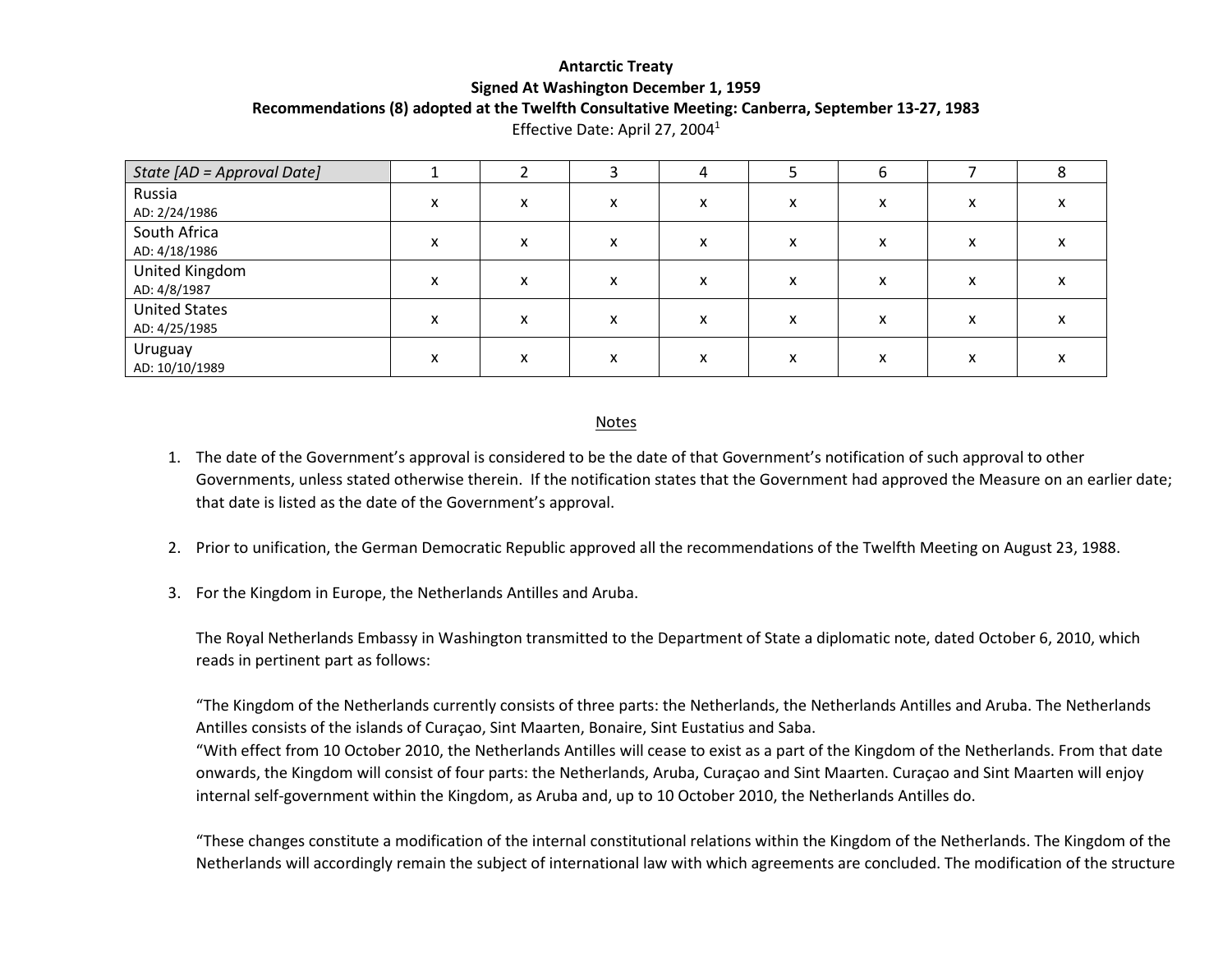**Antarctic Treaty**
**Signed At Washington December 1, 1959**
**Recommendations (8) adopted at the Twelfth Consultative Meeting: Canberra, September 13-27, 1983**
Effective Date: April 27, 2004[1]

| *State [AD = Approval Date]* | 1 | 2 | 3 | 4 | 5 | 6 | 7 | 8 |
|---|---|---|---|---|---|---|---|---|
| Russia<br>AD: 2/24/1986 | x | x | x | x | x | x | x | x |
| South Africa<br>AD: 4/18/1986 | x | x | x | x | x | x | x | x |
| United Kingdom<br>AD: 4/8/1987 | x | x | x | x | x | x | x | x |
| United States<br>AD: 4/25/1985 | x | x | x | x | x | x | x | x |
| Uruguay<br>AD: 10/10/1989 | x | x | x | x | x | x | x | x |

Notes

1. The date of the Government's approval is considered to be the date of that Government's notification of such approval to other Governments, unless stated otherwise therein. If the notification states that the Government had approved the Measure on an earlier date; that date is listed as the date of the Government's approval.

2. Prior to unification, the German Democratic Republic approved all the recommendations of the Twelfth Meeting on August 23, 1988.

3. For the Kingdom in Europe, the Netherlands Antilles and Aruba.

   The Royal Netherlands Embassy in Washington transmitted to the Department of State a diplomatic note, dated October 6, 2010, which reads in pertinent part as follows:

   "The Kingdom of the Netherlands currently consists of three parts: the Netherlands, the Netherlands Antilles and Aruba. The Netherlands Antilles consists of the islands of Curaçao, Sint Maarten, Bonaire, Sint Eustatius and Saba.
   "With effect from 10 October 2010, the Netherlands Antilles will cease to exist as a part of the Kingdom of the Netherlands. From that date onwards, the Kingdom will consist of four parts: the Netherlands, Aruba, Curaçao and Sint Maarten. Curaçao and Sint Maarten will enjoy internal self-government within the Kingdom, as Aruba and, up to 10 October 2010, the Netherlands Antilles do.

   "These changes constitute a modification of the internal constitutional relations within the Kingdom of the Netherlands. The Kingdom of the Netherlands will accordingly remain the subject of international law with which agreements are concluded. The modification of the structure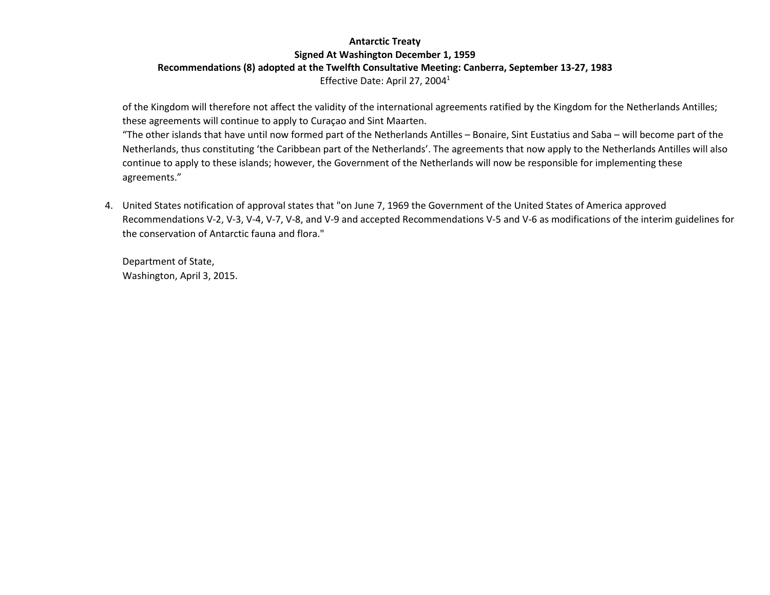of the Kingdom will therefore not affect the validity of the international agreements ratified by the Kingdom for the Netherlands Antilles; these agreements will continue to apply to Curaçao and Sint Maarten.

"The other islands that have until now formed part of the Netherlands Antilles – Bonaire, Sint Eustatius and Saba – will become part of the Netherlands, thus constituting 'the Caribbean part of the Netherlands'. The agreements that now apply to the Netherlands Antilles will also continue to apply to these islands; however, the Government of the Netherlands will now be responsible for implementing these agreements."

4. United States notification of approval states that "on June 7, 1969 the Government of the United States of America approved Recommendations V-2, V-3, V-4, V-7, V-8, and V-9 and accepted Recommendations V-5 and V-6 as modifications of the interim guidelines for the conservation of Antarctic fauna and flora."

Department of State,
Washington, April 3, 2015.